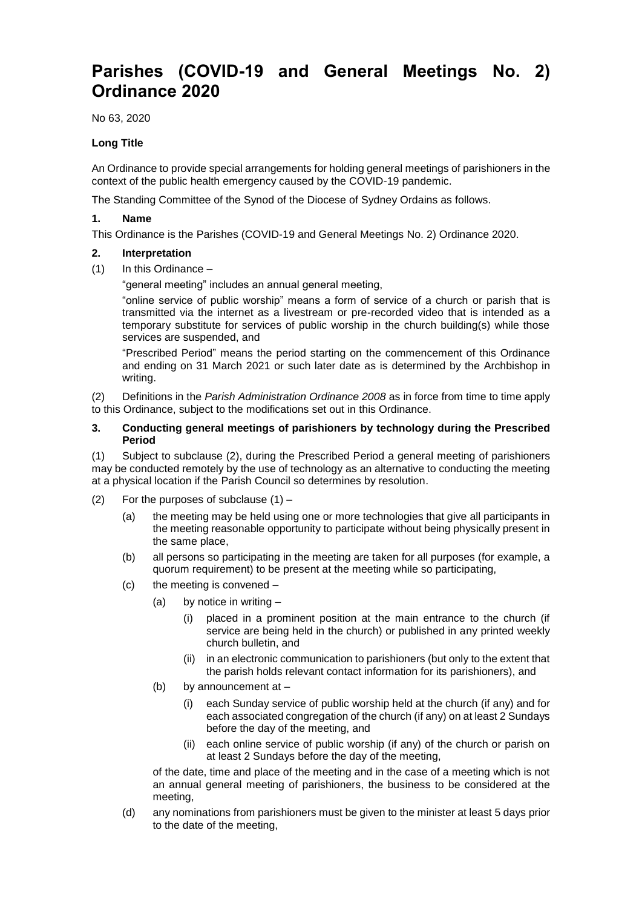# Parishes (COVID-19 and General Meetings No. 2) Ordinance 2020

No 63, 2020

**Long Title**

An Ordinance to provide special arrangements for holding general meetings of parishioners in the context of the public health emergency caused by the COVID-19 pandemic.

The Standing Committee of the Synod of the Diocese of Sydney Ordains as follows.

**1. Name**

This Ordinance is the Parishes (COVID-19 and General Meetings No. 2) Ordinance 2020.

**2. Interpretation**

(1) In this Ordinance –

"general meeting" includes an annual general meeting,

"online service of public worship" means a form of service of a church or parish that is transmitted via the internet as a livestream or pre-recorded video that is intended as a temporary substitute for services of public worship in the church building(s) while those services are suspended, and

"Prescribed Period" means the period starting on the commencement of this Ordinance and ending on 31 March 2021 or such later date as is determined by the Archbishop in writing.

(2) Definitions in the *Parish Administration Ordinance 2008* as in force from time to time apply to this Ordinance, subject to the modifications set out in this Ordinance.

**3. Conducting general meetings of parishioners by technology during the Prescribed Period**

(1) Subject to subclause (2), during the Prescribed Period a general meeting of parishioners may be conducted remotely by the use of technology as an alternative to conducting the meeting at a physical location if the Parish Council so determines by resolution.

(2) For the purposes of subclause (1) –

- (a) the meeting may be held using one or more technologies that give all participants in the meeting reasonable opportunity to participate without being physically present in the same place,
- (b) all persons so participating in the meeting are taken for all purposes (for example, a quorum requirement) to be present at the meeting while so participating,
- (c) the meeting is convened –
  - (a) by notice in writing –
    - (i) placed in a prominent position at the main entrance to the church (if service are being held in the church) or published in any printed weekly church bulletin, and
    - (ii) in an electronic communication to parishioners (but only to the extent that the parish holds relevant contact information for its parishioners), and
  - (b) by announcement at –
    - (i) each Sunday service of public worship held at the church (if any) and for each associated congregation of the church (if any) on at least 2 Sundays before the day of the meeting, and
    - (ii) each online service of public worship (if any) of the church or parish on at least 2 Sundays before the day of the meeting,

  of the date, time and place of the meeting and in the case of a meeting which is not an annual general meeting of parishioners, the business to be considered at the meeting,
- (d) any nominations from parishioners must be given to the minister at least 5 days prior to the date of the meeting,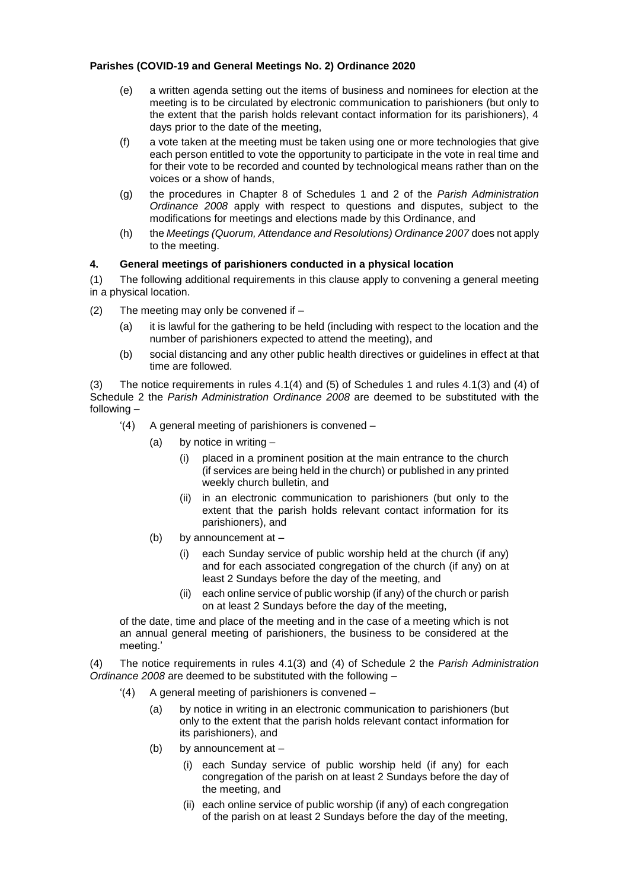**Parishes (COVID-19 and General Meetings No. 2) Ordinance 2020**

(e) a written agenda setting out the items of business and nominees for election at the meeting is to be circulated by electronic communication to parishioners (but only to the extent that the parish holds relevant contact information for its parishioners), 4 days prior to the date of the meeting,

(f) a vote taken at the meeting must be taken using one or more technologies that give each person entitled to vote the opportunity to participate in the vote in real time and for their vote to be recorded and counted by technological means rather than on the voices or a show of hands,

(g) the procedures in Chapter 8 of Schedules 1 and 2 of the *Parish Administration Ordinance 2008* apply with respect to questions and disputes, subject to the modifications for meetings and elections made by this Ordinance, and

(h) the *Meetings (Quorum, Attendance and Resolutions) Ordinance 2007* does not apply to the meeting.

### 4. General meetings of parishioners conducted in a physical location

(1) The following additional requirements in this clause apply to convening a general meeting in a physical location.

(2) The meeting may only be convened if –

(a) it is lawful for the gathering to be held (including with respect to the location and the number of parishioners expected to attend the meeting), and

(b) social distancing and any other public health directives or guidelines in effect at that time are followed.

(3) The notice requirements in rules 4.1(4) and (5) of Schedules 1 and rules 4.1(3) and (4) of Schedule 2 the *Parish Administration Ordinance 2008* are deemed to be substituted with the following –

'(4) A general meeting of parishioners is convened –

(a) by notice in writing –

(i) placed in a prominent position at the main entrance to the church (if services are being held in the church) or published in any printed weekly church bulletin, and

(ii) in an electronic communication to parishioners (but only to the extent that the parish holds relevant contact information for its parishioners), and

(b) by announcement at –

(i) each Sunday service of public worship held at the church (if any) and for each associated congregation of the church (if any) on at least 2 Sundays before the day of the meeting, and

(ii) each online service of public worship (if any) of the church or parish on at least 2 Sundays before the day of the meeting,

of the date, time and place of the meeting and in the case of a meeting which is not an annual general meeting of parishioners, the business to be considered at the meeting.'

(4) The notice requirements in rules 4.1(3) and (4) of Schedule 2 the *Parish Administration Ordinance 2008* are deemed to be substituted with the following –

'(4) A general meeting of parishioners is convened –

(a) by notice in writing in an electronic communication to parishioners (but only to the extent that the parish holds relevant contact information for its parishioners), and

(b) by announcement at –

(i) each Sunday service of public worship held (if any) for each congregation of the parish on at least 2 Sundays before the day of the meeting, and

(ii) each online service of public worship (if any) of each congregation of the parish on at least 2 Sundays before the day of the meeting,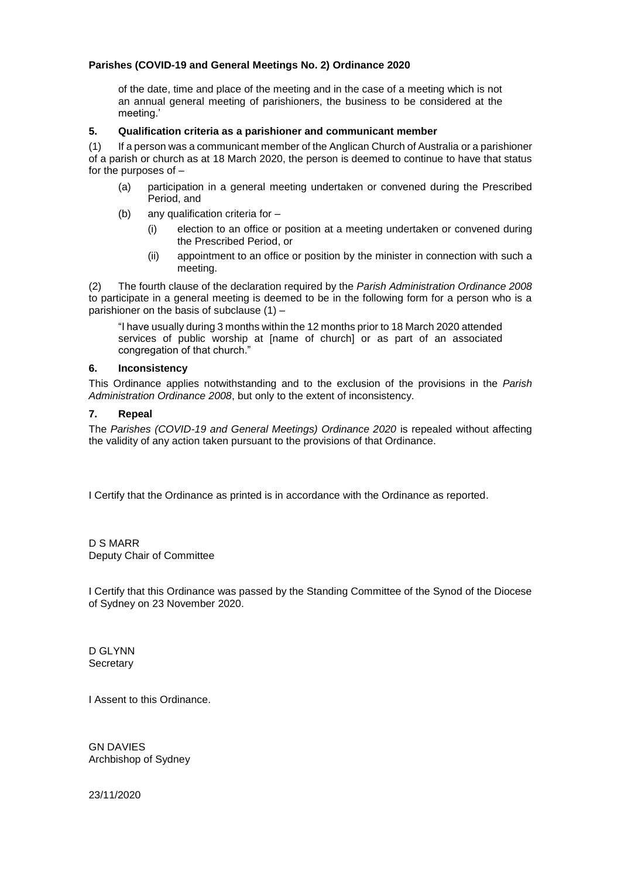of the date, time and place of the meeting and in the case of a meeting which is not an annual general meeting of parishioners, the business to be considered at the meeting.'

**5. Qualification criteria as a parishioner and communicant member**

(1) If a person was a communicant member of the Anglican Church of Australia or a parishioner of a parish or church as at 18 March 2020, the person is deemed to continue to have that status for the purposes of –

- (a) participation in a general meeting undertaken or convened during the Prescribed Period, and
- (b) any qualification criteria for –
  - (i) election to an office or position at a meeting undertaken or convened during the Prescribed Period, or
  - (ii) appointment to an office or position by the minister in connection with such a meeting.

(2) The fourth clause of the declaration required by the *Parish Administration Ordinance 2008* to participate in a general meeting is deemed to be in the following form for a person who is a parishioner on the basis of subclause (1) –

"I have usually during 3 months within the 12 months prior to 18 March 2020 attended services of public worship at [name of church] or as part of an associated congregation of that church."

**6. Inconsistency**

This Ordinance applies notwithstanding and to the exclusion of the provisions in the *Parish Administration Ordinance 2008*, but only to the extent of inconsistency.

**7. Repeal**

The *Parishes (COVID-19 and General Meetings) Ordinance 2020* is repealed without affecting the validity of any action taken pursuant to the provisions of that Ordinance.

I Certify that the Ordinance as printed is in accordance with the Ordinance as reported.

D S MARR
Deputy Chair of Committee

I Certify that this Ordinance was passed by the Standing Committee of the Synod of the Diocese of Sydney on 23 November 2020.

D GLYNN
Secretary

I Assent to this Ordinance.

GN DAVIES
Archbishop of Sydney

23/11/2020